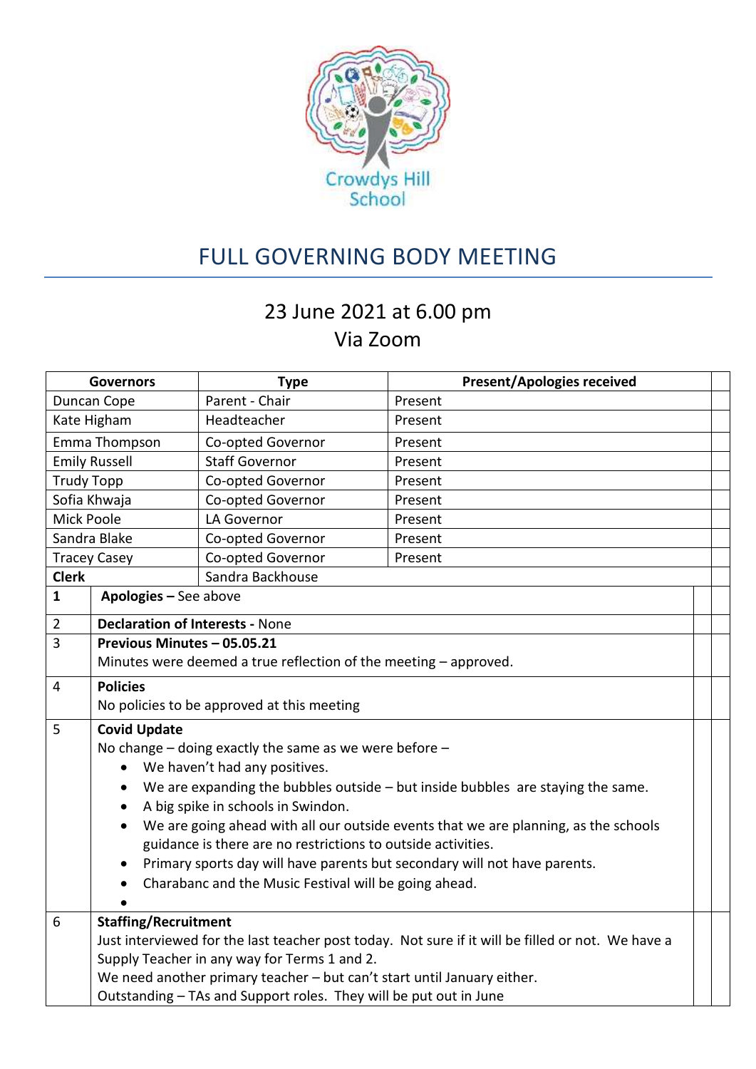Crowdys Hill School

# FULL GOVERNING BODY MEETING

## 23 June 2021 at 6.00 pm
## Via Zoom

| Governors | Type | Present/Apologies received |
|---|---|---|
| Duncan Cope | Parent - Chair | Present |
| Kate Higham | Headteacher | Present |
| Emma Thompson | Co-opted Governor | Present |
| Emily Russell | Staff Governor | Present |
| Trudy Topp | Co-opted Governor | Present |
| Sofia Khwaja | Co-opted Governor | Present |
| Mick Poole | LA Governor | Present |
| Sandra Blake | Co-opted Governor | Present |
| Tracey Casey | Co-opted Governor | Present |
| **Clerk** | Sandra Backhouse | |

| | | |
|---|---|---|
| **1** | **Apologies –** See above | |
| 2 | **Declaration of Interests -** None | |
| 3 | **Previous Minutes – 05.05.21**<br>Minutes were deemed a true reflection of the meeting – approved. | |
| 4 | **Policies**<br>No policies to be approved at this meeting | |
| 5 | **Covid Update**<br>No change – doing exactly the same as we were before –<br>• We haven't had any positives.<br>• We are expanding the bubbles outside – but inside bubbles are staying the same.<br>• A big spike in schools in Swindon.<br>• We are going ahead with all our outside events that we are planning, as the schools guidance is there are no restrictions to outside activities.<br>• Primary sports day will have parents but secondary will not have parents.<br>• Charabanc and the Music Festival will be going ahead.<br>• | |
| 6 | **Staffing/Recruitment**<br>Just interviewed for the last teacher post today. Not sure if it will be filled or not. We have a Supply Teacher in any way for Terms 1 and 2.<br>We need another primary teacher – but can't start until January either.<br>Outstanding – TAs and Support roles. They will be put out in June | |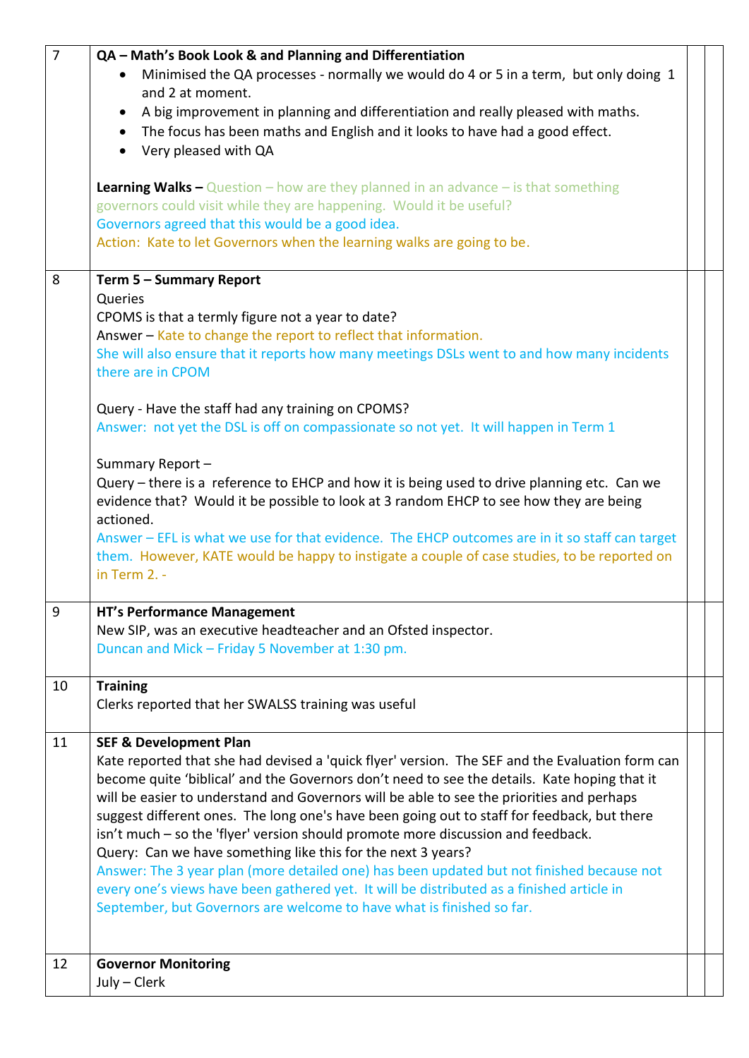| | | | |
|---|---|---|---|
| 7 | **QA – Math's Book Look & and Planning and Differentiation**<br>• Minimised the QA processes - normally we would do 4 or 5 in a term, but only doing 1 and 2 at moment.<br>• A big improvement in planning and differentiation and really pleased with maths.<br>• The focus has been maths and English and it looks to have had a good effect.<br>• Very pleased with QA<br><br>**Learning Walks –** Question – how are they planned in an advance – is that something governors could visit while they are happening. Would it be useful?<br>Governors agreed that this would be a good idea.<br>Action: Kate to let Governors when the learning walks are going to be. | | |
| 8 | **Term 5 – Summary Report**<br>Queries<br>CPOMS is that a termly figure not a year to date?<br>Answer – Kate to change the report to reflect that information.<br>She will also ensure that it reports how many meetings DSLs went to and how many incidents there are in CPOM<br><br>Query - Have the staff had any training on CPOMS?<br>Answer: not yet the DSL is off on compassionate so not yet. It will happen in Term 1<br><br>Summary Report –<br>Query – there is a reference to EHCP and how it is being used to drive planning etc. Can we evidence that? Would it be possible to look at 3 random EHCP to see how they are being actioned.<br>Answer – EFL is what we use for that evidence. The EHCP outcomes are in it so staff can target them. However, KATE would be happy to instigate a couple of case studies, to be reported on in Term 2. - | | |
| 9 | **HT's Performance Management**<br>New SIP, was an executive headteacher and an Ofsted inspector.<br>Duncan and Mick – Friday 5 November at 1:30 pm. | | |
| 10 | **Training**<br>Clerks reported that her SWALSS training was useful | | |
| 11 | **SEF & Development Plan**<br>Kate reported that she had devised a 'quick flyer' version. The SEF and the Evaluation form can become quite 'biblical' and the Governors don't need to see the details. Kate hoping that it will be easier to understand and Governors will be able to see the priorities and perhaps suggest different ones. The long one's have been going out to staff for feedback, but there isn't much – so the 'flyer' version should promote more discussion and feedback.<br>Query: Can we have something like this for the next 3 years?<br>Answer: The 3 year plan (more detailed one) has been updated but not finished because not every one's views have been gathered yet. It will be distributed as a finished article in September, but Governors are welcome to have what is finished so far. | | |
| 12 | **Governor Monitoring**<br>July – Clerk | | |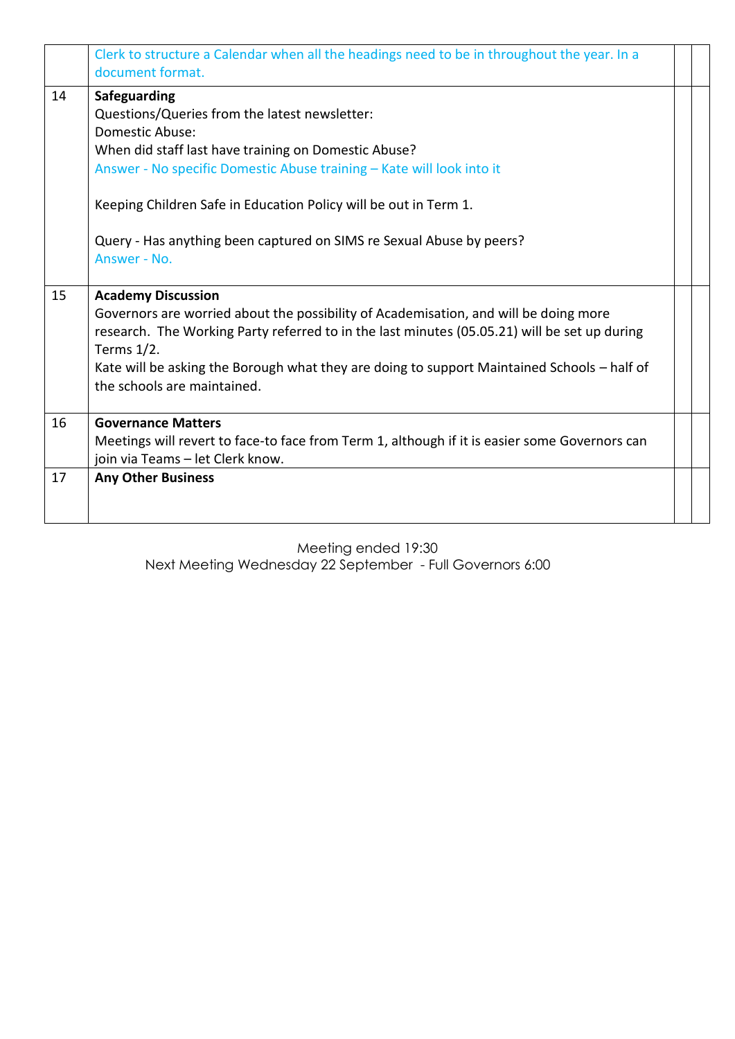| | | | |
|---|---|---|---|
| | Clerk to structure a Calendar when all the headings need to be in throughout the year. In a document format. | | |
| 14 | **Safeguarding**<br>Questions/Queries from the latest newsletter:<br>Domestic Abuse:<br>When did staff last have training on Domestic Abuse?<br>Answer - No specific Domestic Abuse training – Kate will look into it<br><br>Keeping Children Safe in Education Policy will be out in Term 1.<br><br>Query - Has anything been captured on SIMS re Sexual Abuse by peers?<br>Answer - No. | | |
| 15 | **Academy Discussion**<br>Governors are worried about the possibility of Academisation, and will be doing more research. The Working Party referred to in the last minutes (05.05.21) will be set up during Terms 1/2.<br>Kate will be asking the Borough what they are doing to support Maintained Schools – half of the schools are maintained. | | |
| 16 | **Governance Matters**<br>Meetings will revert to face-to face from Term 1, although if it is easier some Governors can join via Teams – let Clerk know. | | |
| 17 | **Any Other Business** | | |

Meeting ended 19:30
Next Meeting Wednesday 22 September - Full Governors 6:00